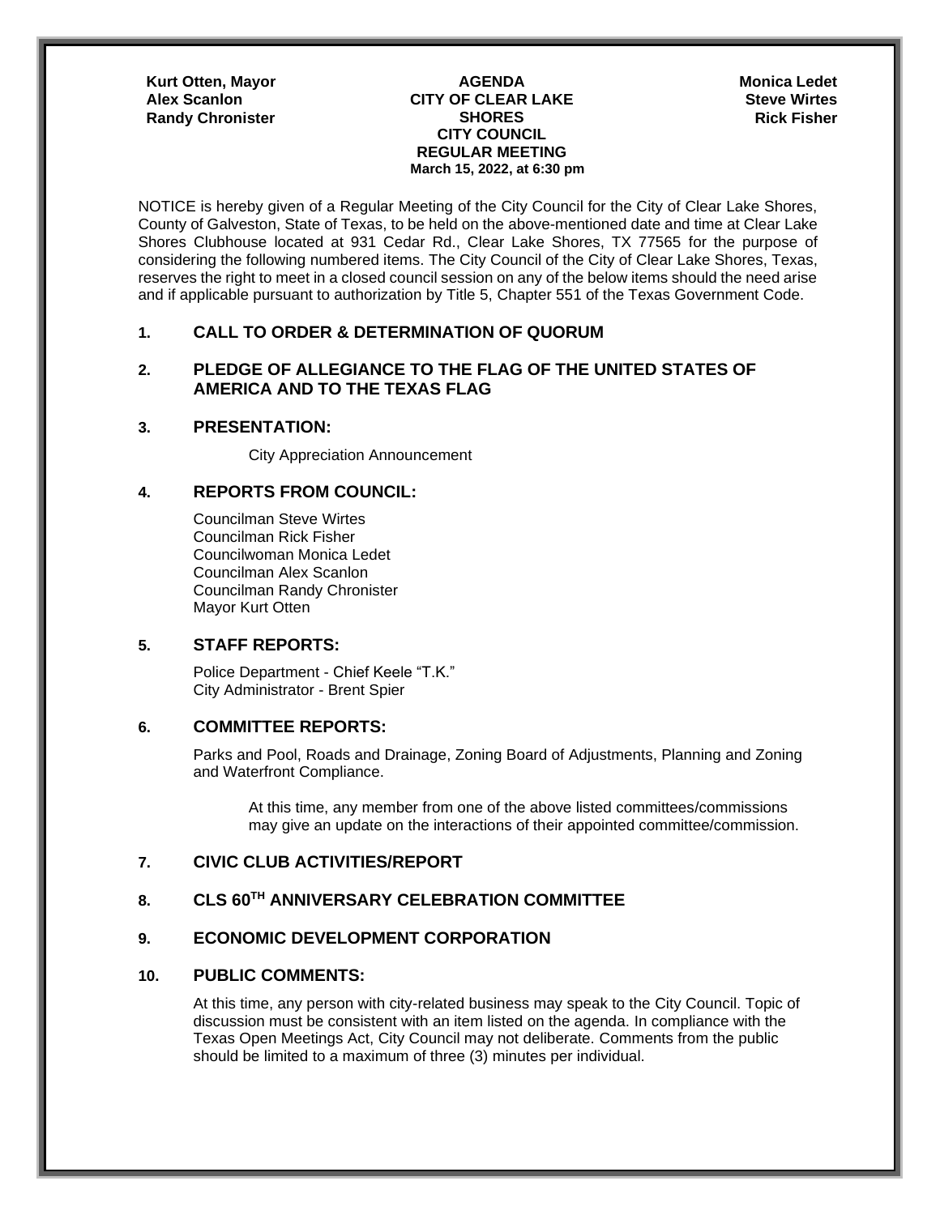**Kurt Otten, Mayor**
**Alex Scanlon**
**Randy Chronister**

**AGENDA**
**CITY OF CLEAR LAKE SHORES**
**CITY COUNCIL**
**REGULAR MEETING**
**March 15, 2022, at 6:30 pm**

**Monica Ledet**
**Steve Wirtes**
**Rick Fisher**

NOTICE is hereby given of a Regular Meeting of the City Council for the City of Clear Lake Shores, County of Galveston, State of Texas, to be held on the above-mentioned date and time at Clear Lake Shores Clubhouse located at 931 Cedar Rd., Clear Lake Shores, TX 77565 for the purpose of considering the following numbered items. The City Council of the City of Clear Lake Shores, Texas, reserves the right to meet in a closed council session on any of the below items should the need arise and if applicable pursuant to authorization by Title 5, Chapter 551 of the Texas Government Code.

## 1. CALL TO ORDER & DETERMINATION OF QUORUM

## 2. PLEDGE OF ALLEGIANCE TO THE FLAG OF THE UNITED STATES OF AMERICA AND TO THE TEXAS FLAG

## 3. PRESENTATION:

City Appreciation Announcement

## 4. REPORTS FROM COUNCIL:

Councilman Steve Wirtes
Councilman Rick Fisher
Councilwoman Monica Ledet
Councilman Alex Scanlon
Councilman Randy Chronister
Mayor Kurt Otten

## 5. STAFF REPORTS:

Police Department - Chief Keele "T.K."
City Administrator - Brent Spier

## 6. COMMITTEE REPORTS:

Parks and Pool, Roads and Drainage, Zoning Board of Adjustments, Planning and Zoning and Waterfront Compliance.

At this time, any member from one of the above listed committees/commissions may give an update on the interactions of their appointed committee/commission.

## 7. CIVIC CLUB ACTIVITIES/REPORT

## 8. CLS 60TH ANNIVERSARY CELEBRATION COMMITTEE

## 9. ECONOMIC DEVELOPMENT CORPORATION

## 10. PUBLIC COMMENTS:

At this time, any person with city-related business may speak to the City Council. Topic of discussion must be consistent with an item listed on the agenda. In compliance with the Texas Open Meetings Act, City Council may not deliberate. Comments from the public should be limited to a maximum of three (3) minutes per individual.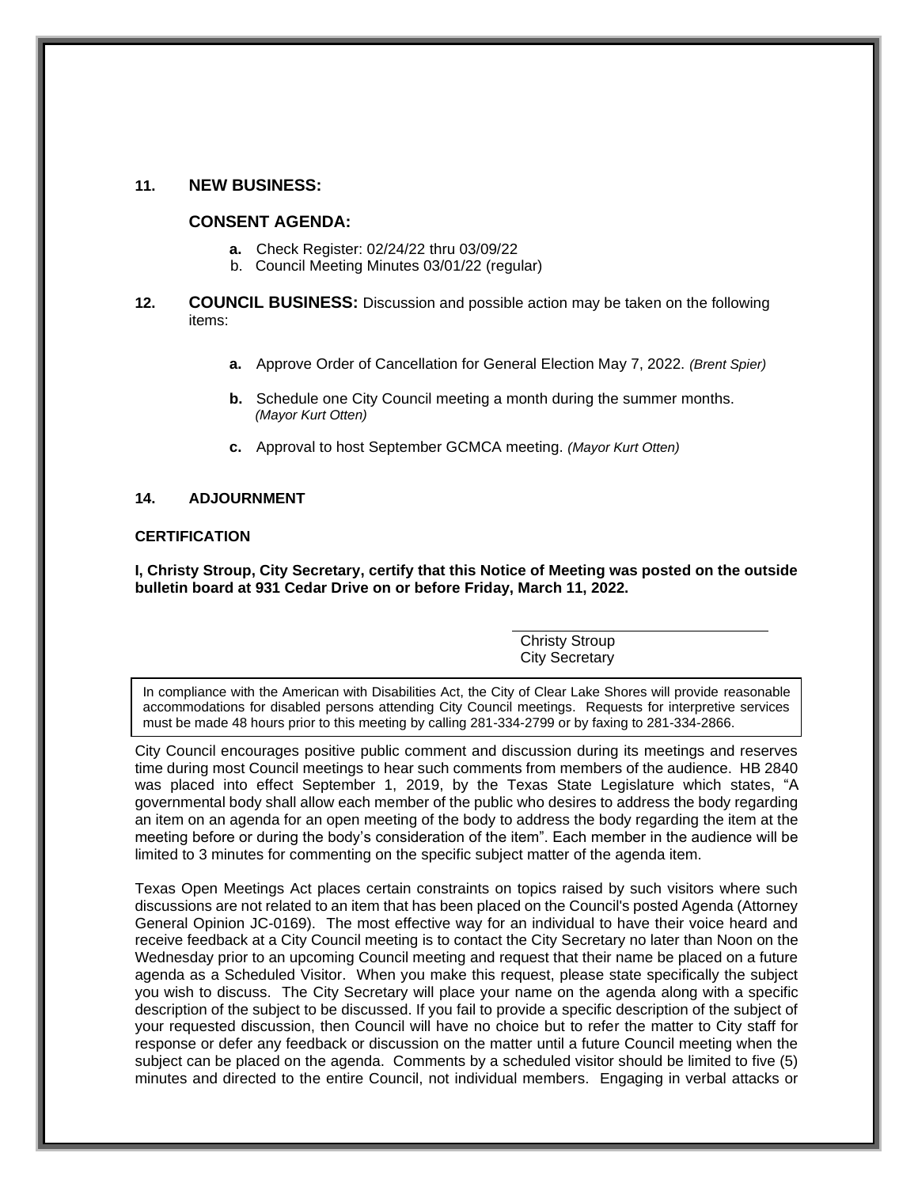## 11. NEW BUSINESS:

### CONSENT AGENDA:

- **a.** Check Register: 02/24/22 thru 03/09/22
- b. Council Meeting Minutes 03/01/22 (regular)

## 12. COUNCIL BUSINESS: Discussion and possible action may be taken on the following items:

- **a.** Approve Order of Cancellation for General Election May 7, 2022. *(Brent Spier)*
- **b.** Schedule one City Council meeting a month during the summer months. *(Mayor Kurt Otten)*
- **c.** Approval to host September GCMCA meeting. *(Mayor Kurt Otten)*

## 14. ADJOURNMENT

**CERTIFICATION**

**I, Christy Stroup, City Secretary, certify that this Notice of Meeting was posted on the outside bulletin board at 931 Cedar Drive on or before Friday, March 11, 2022.**

Christy Stroup
City Secretary

In compliance with the American with Disabilities Act, the City of Clear Lake Shores will provide reasonable accommodations for disabled persons attending City Council meetings. Requests for interpretive services must be made 48 hours prior to this meeting by calling 281-334-2799 or by faxing to 281-334-2866.

City Council encourages positive public comment and discussion during its meetings and reserves time during most Council meetings to hear such comments from members of the audience. HB 2840 was placed into effect September 1, 2019, by the Texas State Legislature which states, "A governmental body shall allow each member of the public who desires to address the body regarding an item on an agenda for an open meeting of the body to address the body regarding the item at the meeting before or during the body's consideration of the item". Each member in the audience will be limited to 3 minutes for commenting on the specific subject matter of the agenda item.

Texas Open Meetings Act places certain constraints on topics raised by such visitors where such discussions are not related to an item that has been placed on the Council's posted Agenda (Attorney General Opinion JC-0169). The most effective way for an individual to have their voice heard and receive feedback at a City Council meeting is to contact the City Secretary no later than Noon on the Wednesday prior to an upcoming Council meeting and request that their name be placed on a future agenda as a Scheduled Visitor. When you make this request, please state specifically the subject you wish to discuss. The City Secretary will place your name on the agenda along with a specific description of the subject to be discussed. If you fail to provide a specific description of the subject of your requested discussion, then Council will have no choice but to refer the matter to City staff for response or defer any feedback or discussion on the matter until a future Council meeting when the subject can be placed on the agenda. Comments by a scheduled visitor should be limited to five (5) minutes and directed to the entire Council, not individual members. Engaging in verbal attacks or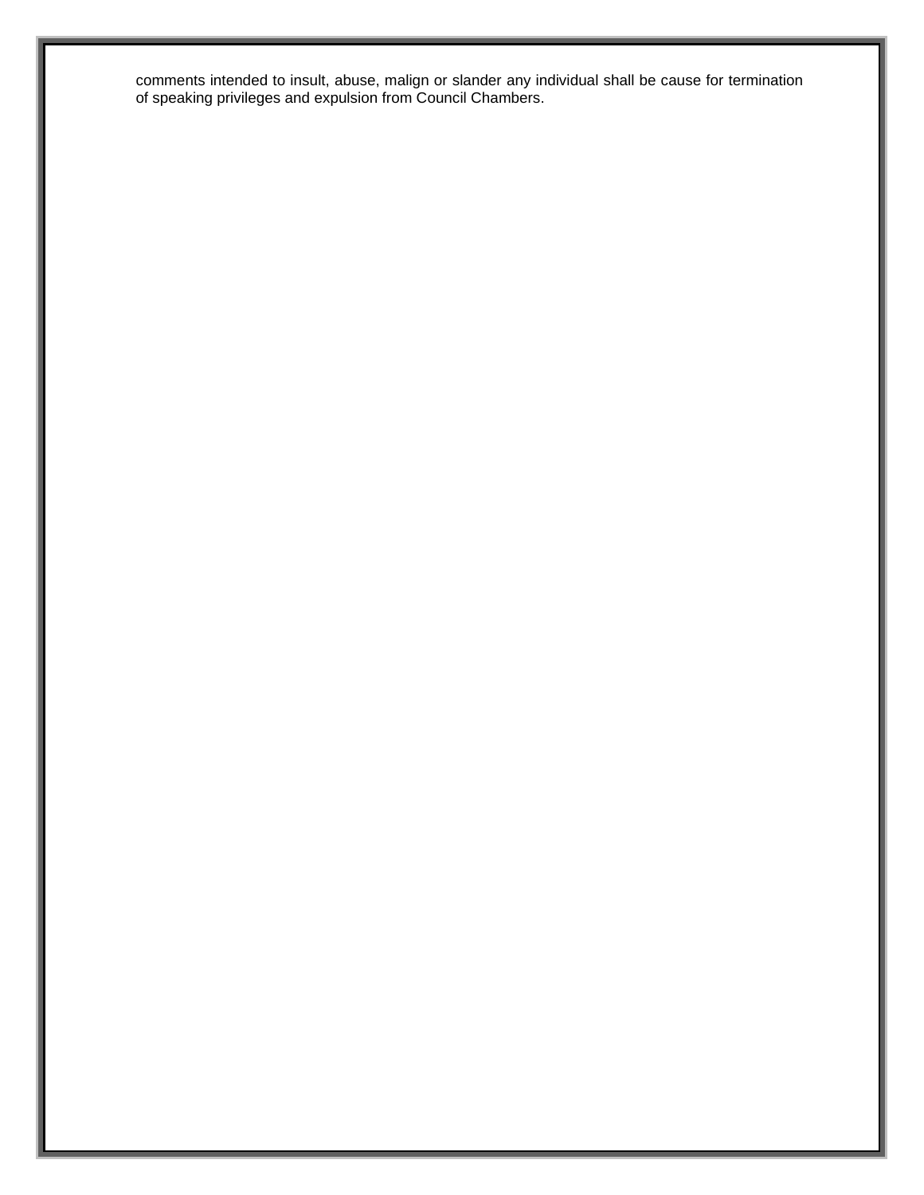comments intended to insult, abuse, malign or slander any individual shall be cause for termination of speaking privileges and expulsion from Council Chambers.